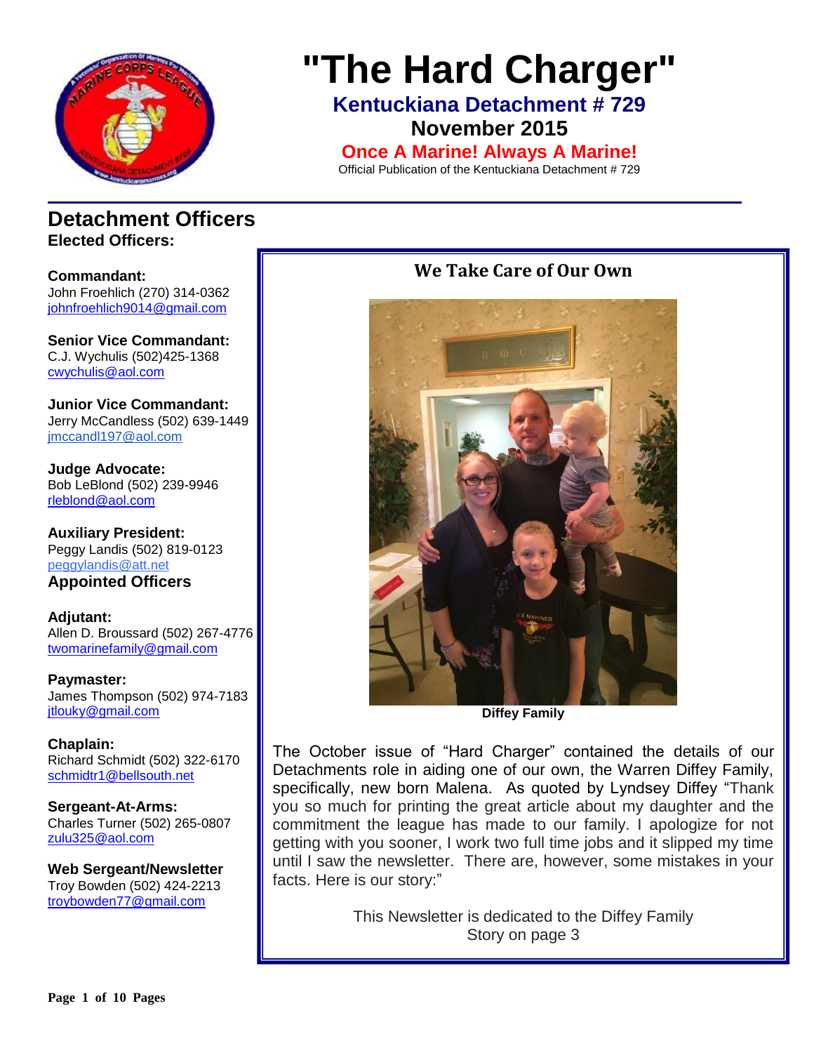# "The Hard Charger"

**Kentuckiana Detachment # 729**

**November 2015**

**Once A Marine! Always A Marine!**

Official Publication of the Kentuckiana Detachment # 729

## Detachment Officers

**Elected Officers:**

**Commandant:**
John Froehlich (270) 314-0362
johnfroehlich9014@gmail.com

**Senior Vice Commandant:**
C.J. Wychulis (502)425-1368
cwychulis@aol.com

**Junior Vice Commandant:**
Jerry McCandless (502) 639-1449
jmccandl197@aol.com

**Judge Advocate:**
Bob LeBlond (502) 239-9946
rleblond@aol.com

**Auxiliary President:**
Peggy Landis (502) 819-0123
peggylandis@att.net

**Appointed Officers**

**Adjutant:**
Allen D. Broussard (502) 267-4776
twomarinefamily@gmail.com

**Paymaster:**
James Thompson (502) 974-7183
jtlouky@gmail.com

**Chaplain:**
Richard Schmidt (502) 322-6170
schmidtr1@bellsouth.net

**Sergeant-At-Arms:**
Charles Turner (502) 265-0807
zulu325@aol.com

**Web Sergeant/Newsletter**
Troy Bowden (502) 424-2213
troybowden77@gmail.com

## We Take Care of Our Own

**Diffey Family**

The October issue of "Hard Charger" contained the details of our Detachments role in aiding one of our own, the Warren Diffey Family, specifically, new born Malena. As quoted by Lyndsey Diffey "Thank you so much for printing the great article about my daughter and the commitment the league has made to our family. I apologize for not getting with you sooner, I work two full time jobs and it slipped my time until I saw the newsletter. There are, however, some mistakes in your facts. Here is our story:"

This Newsletter is dedicated to the Diffey Family
Story on page 3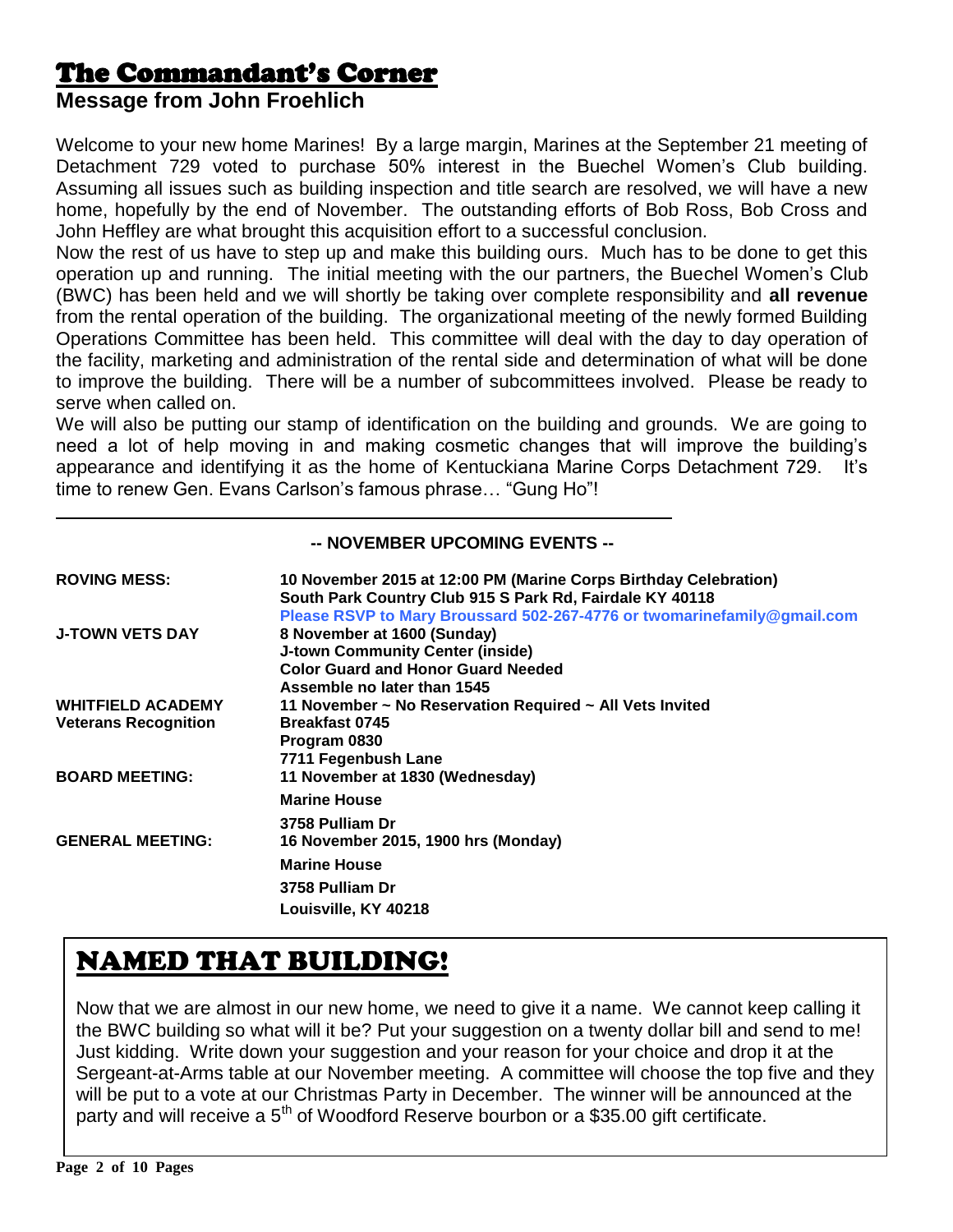# The Commandant's Corner

## Message from John Froehlich

Welcome to your new home Marines! By a large margin, Marines at the September 21 meeting of Detachment 729 voted to purchase 50% interest in the Buechel Women's Club building. Assuming all issues such as building inspection and title search are resolved, we will have a new home, hopefully by the end of November. The outstanding efforts of Bob Ross, Bob Cross and John Heffley are what brought this acquisition effort to a successful conclusion.

Now the rest of us have to step up and make this building ours. Much has to be done to get this operation up and running. The initial meeting with the our partners, the Buechel Women's Club (BWC) has been held and we will shortly be taking over complete responsibility and **all revenue** from the rental operation of the building. The organizational meeting of the newly formed Building Operations Committee has been held. This committee will deal with the day to day operation of the facility, marketing and administration of the rental side and determination of what will be done to improve the building. There will be a number of subcommittees involved. Please be ready to serve when called on.

We will also be putting our stamp of identification on the building and grounds. We are going to need a lot of help moving in and making cosmetic changes that will improve the building's appearance and identifying it as the home of Kentuckiana Marine Corps Detachment 729. It's time to renew Gen. Evans Carlson's famous phrase… "Gung Ho"!

---

**-- NOVEMBER UPCOMING EVENTS --**

| | |
|---|---|
| **ROVING MESS:** | **10 November 2015 at 12:00 PM (Marine Corps Birthday Celebration)**<br>**South Park Country Club 915 S Park Rd, Fairdale KY 40118**<br>**Please RSVP to Mary Broussard 502-267-4776 or twomarinefamily@gmail.com** |
| **J-TOWN VETS DAY** | **8 November at 1600 (Sunday)**<br>**J-town Community Center (inside)**<br>**Color Guard and Honor Guard Needed**<br>**Assemble no later than 1545** |
| **WHITFIELD ACADEMY**<br>**Veterans Recognition** | **11 November ~ No Reservation Required ~ All Vets Invited**<br>**Breakfast 0745**<br>**Program 0830**<br>**7711 Fegenbush Lane** |
| **BOARD MEETING:** | **11 November at 1830 (Wednesday)**<br>**Marine House**<br>**3758 Pulliam Dr** |
| **GENERAL MEETING:** | **16 November 2015, 1900 hrs (Monday)**<br>**Marine House**<br>**3758 Pulliam Dr**<br>**Louisville, KY 40218** |

# NAMED THAT BUILDING!

Now that we are almost in our new home, we need to give it a name. We cannot keep calling it the BWC building so what will it be? Put your suggestion on a twenty dollar bill and send to me! Just kidding. Write down your suggestion and your reason for your choice and drop it at the Sergeant-at-Arms table at our November meeting. A committee will choose the top five and they will be put to a vote at our Christmas Party in December. The winner will be announced at the party and will receive a 5th of Woodford Reserve bourbon or a $35.00 gift certificate.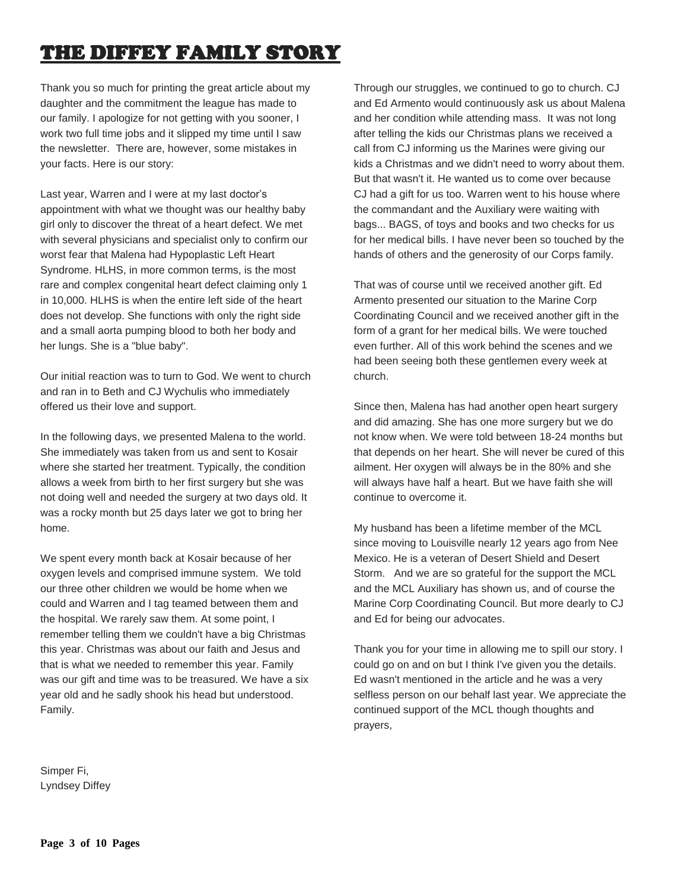# THE DIFFEY FAMILY STORY

Thank you so much for printing the great article about my daughter and the commitment the league has made to our family. I apologize for not getting with you sooner, I work two full time jobs and it slipped my time until I saw the newsletter. There are, however, some mistakes in your facts. Here is our story:

Last year, Warren and I were at my last doctor's appointment with what we thought was our healthy baby girl only to discover the threat of a heart defect. We met with several physicians and specialist only to confirm our worst fear that Malena had Hypoplastic Left Heart Syndrome. HLHS, in more common terms, is the most rare and complex congenital heart defect claiming only 1 in 10,000. HLHS is when the entire left side of the heart does not develop. She functions with only the right side and a small aorta pumping blood to both her body and her lungs. She is a "blue baby".

Our initial reaction was to turn to God. We went to church and ran in to Beth and CJ Wychulis who immediately offered us their love and support.

In the following days, we presented Malena to the world. She immediately was taken from us and sent to Kosair where she started her treatment. Typically, the condition allows a week from birth to her first surgery but she was not doing well and needed the surgery at two days old. It was a rocky month but 25 days later we got to bring her home.

We spent every month back at Kosair because of her oxygen levels and comprised immune system. We told our three other children we would be home when we could and Warren and I tag teamed between them and the hospital. We rarely saw them. At some point, I remember telling them we couldn't have a big Christmas this year. Christmas was about our faith and Jesus and that is what we needed to remember this year. Family was our gift and time was to be treasured. We have a six year old and he sadly shook his head but understood. Family.

Through our struggles, we continued to go to church. CJ and Ed Armento would continuously ask us about Malena and her condition while attending mass. It was not long after telling the kids our Christmas plans we received a call from CJ informing us the Marines were giving our kids a Christmas and we didn't need to worry about them. But that wasn't it. He wanted us to come over because CJ had a gift for us too. Warren went to his house where the commandant and the Auxiliary were waiting with bags... BAGS, of toys and books and two checks for us for her medical bills. I have never been so touched by the hands of others and the generosity of our Corps family.

That was of course until we received another gift. Ed Armento presented our situation to the Marine Corp Coordinating Council and we received another gift in the form of a grant for her medical bills. We were touched even further. All of this work behind the scenes and we had been seeing both these gentlemen every week at church.

Since then, Malena has had another open heart surgery and did amazing. She has one more surgery but we do not know when. We were told between 18-24 months but that depends on her heart. She will never be cured of this ailment. Her oxygen will always be in the 80% and she will always have half a heart. But we have faith she will continue to overcome it.

My husband has been a lifetime member of the MCL since moving to Louisville nearly 12 years ago from Nee Mexico. He is a veteran of Desert Shield and Desert Storm. And we are so grateful for the support the MCL and the MCL Auxiliary has shown us, and of course the Marine Corp Coordinating Council. But more dearly to CJ and Ed for being our advocates.

Thank you for your time in allowing me to spill our story. I could go on and on but I think I've given you the details. Ed wasn't mentioned in the article and he was a very selfless person on our behalf last year. We appreciate the continued support of the MCL though thoughts and prayers,

Simper Fi,
Lyndsey Diffey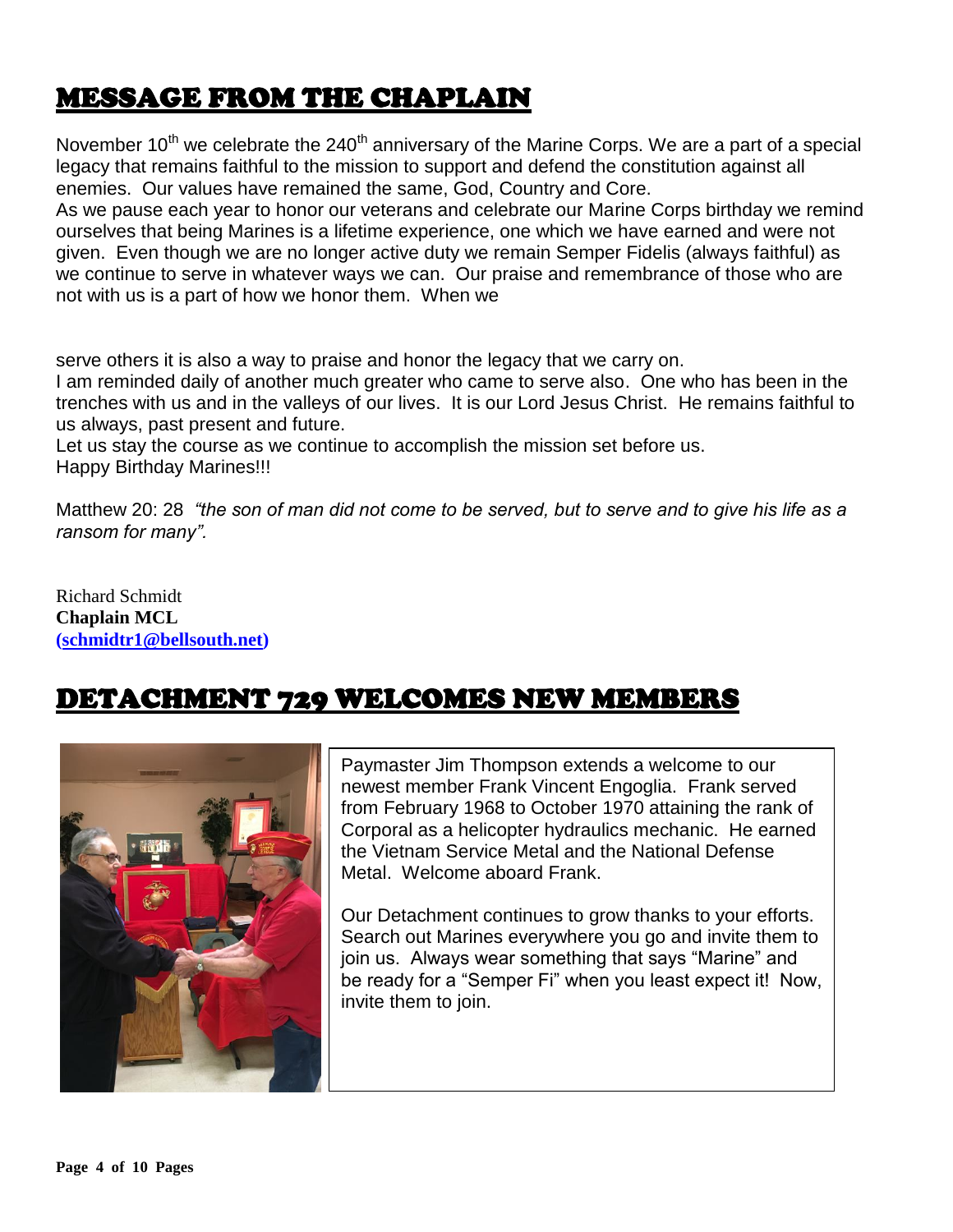# MESSAGE FROM THE CHAPLAIN

November 10th we celebrate the 240th anniversary of the Marine Corps. We are a part of a special legacy that remains faithful to the mission to support and defend the constitution against all enemies. Our values have remained the same, God, Country and Core.

As we pause each year to honor our veterans and celebrate our Marine Corps birthday we remind ourselves that being Marines is a lifetime experience, one which we have earned and were not given. Even though we are no longer active duty we remain Semper Fidelis (always faithful) as we continue to serve in whatever ways we can. Our praise and remembrance of those who are not with us is a part of how we honor them. When we serve others it is also a way to praise and honor the legacy that we carry on.

I am reminded daily of another much greater who came to serve also. One who has been in the trenches with us and in the valleys of our lives. It is our Lord Jesus Christ. He remains faithful to us always, past present and future.

Let us stay the course as we continue to accomplish the mission set before us.

Happy Birthday Marines!!!

Matthew 20: 28 *"the son of man did not come to be served, but to serve and to give his life as a ransom for many".*

Richard Schmidt
**Chaplain MCL**
**(schmidtr1@bellsouth.net)**

# DETACHMENT 729 WELCOMES NEW MEMBERS

Paymaster Jim Thompson extends a welcome to our newest member Frank Vincent Engoglia. Frank served from February 1968 to October 1970 attaining the rank of Corporal as a helicopter hydraulics mechanic. He earned the Vietnam Service Metal and the National Defense Metal. Welcome aboard Frank.

Our Detachment continues to grow thanks to your efforts. Search out Marines everywhere you go and invite them to join us. Always wear something that says "Marine" and be ready for a "Semper Fi" when you least expect it! Now, invite them to join.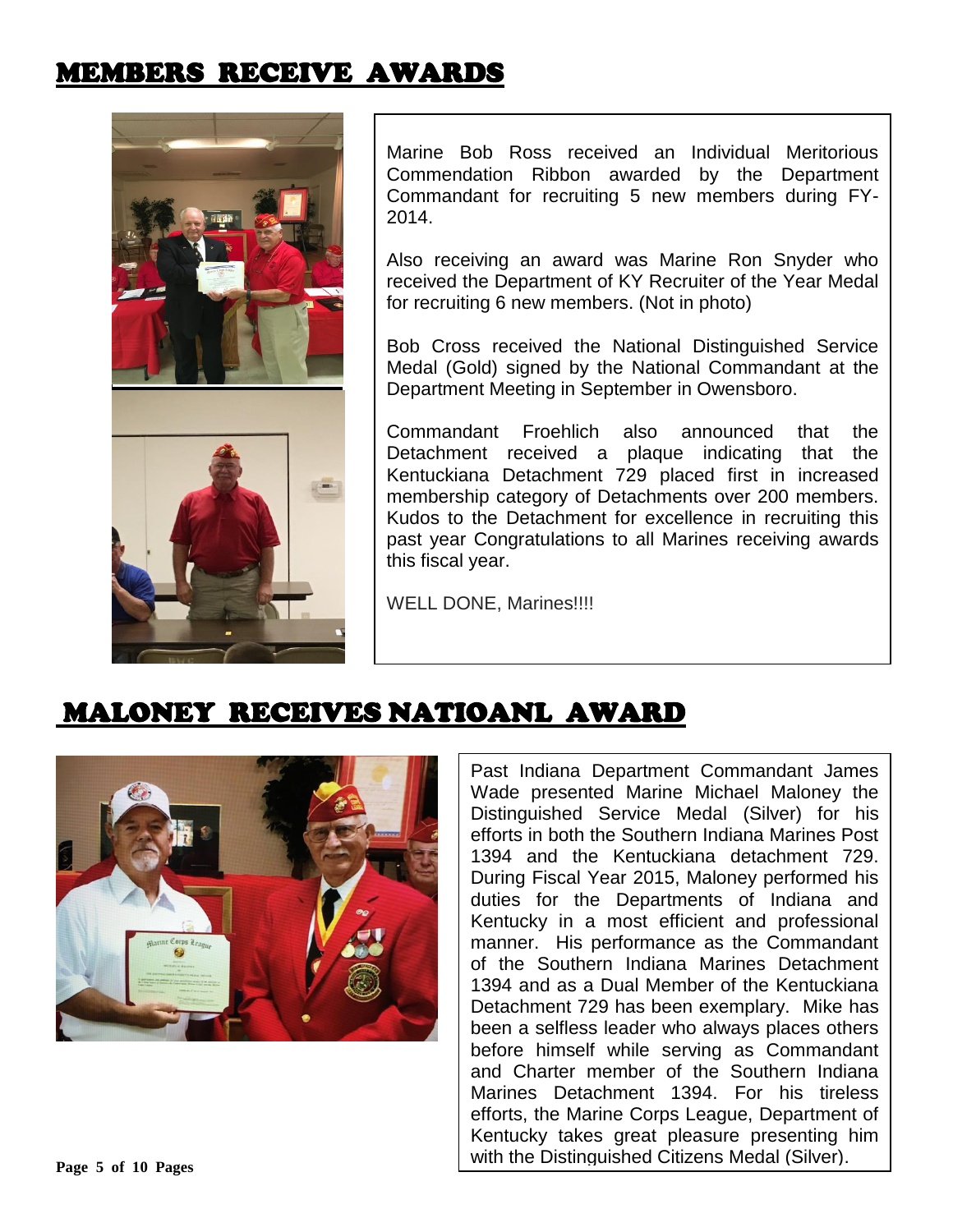## MEMBERS RECEIVE AWARDS

Marine Bob Ross received an Individual Meritorious Commendation Ribbon awarded by the Department Commandant for recruiting 5 new members during FY-2014.

Also receiving an award was Marine Ron Snyder who received the Department of KY Recruiter of the Year Medal for recruiting 6 new members. (Not in photo)

Bob Cross received the National Distinguished Service Medal (Gold) signed by the National Commandant at the Department Meeting in September in Owensboro.

Commandant Froehlich also announced that the Detachment received a plaque indicating that the Kentuckiana Detachment 729 placed first in increased membership category of Detachments over 200 members. Kudos to the Detachment for excellence in recruiting this past year Congratulations to all Marines receiving awards this fiscal year.

WELL DONE, Marines!!!!

## MALONEY RECEIVES NATIOANL AWARD

Past Indiana Department Commandant James Wade presented Marine Michael Maloney the Distinguished Service Medal (Silver) for his efforts in both the Southern Indiana Marines Post 1394 and the Kentuckiana detachment 729. During Fiscal Year 2015, Maloney performed his duties for the Departments of Indiana and Kentucky in a most efficient and professional manner. His performance as the Commandant of the Southern Indiana Marines Detachment 1394 and as a Dual Member of the Kentuckiana Detachment 729 has been exemplary. Mike has been a selfless leader who always places others before himself while serving as Commandant and Charter member of the Southern Indiana Marines Detachment 1394. For his tireless efforts, the Marine Corps League, Department of Kentucky takes great pleasure presenting him with the Distinguished Citizens Medal (Silver).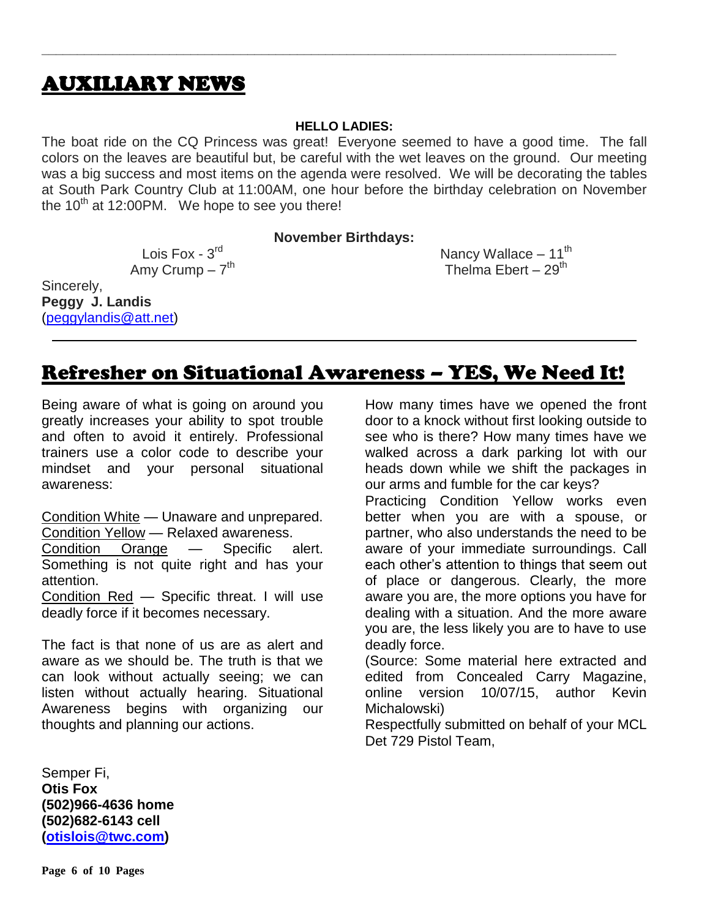# AUXILIARY NEWS

**HELLO LADIES:**

The boat ride on the CQ Princess was great! Everyone seemed to have a good time. The fall colors on the leaves are beautiful but, be careful with the wet leaves on the ground. Our meeting was a big success and most items on the agenda were resolved. We will be decorating the tables at South Park Country Club at 11:00AM, one hour before the birthday celebration on November the 10th at 12:00PM. We hope to see you there!

**November Birthdays:**

Lois Fox - 3rd
Amy Crump – 7th
Nancy Wallace – 11th
Thelma Ebert – 29th

Sincerely,
**Peggy J. Landis**
(peggylandis@att.net)

---

# Refresher on Situational Awareness – YES, We Need It!

Being aware of what is going on around you greatly increases your ability to spot trouble and often to avoid it entirely. Professional trainers use a color code to describe your mindset and your personal situational awareness:

Condition White — Unaware and unprepared.
Condition Yellow — Relaxed awareness.
Condition Orange — Specific alert. Something is not quite right and has your attention.
Condition Red — Specific threat. I will use deadly force if it becomes necessary.

The fact is that none of us are as alert and aware as we should be. The truth is that we can look without actually seeing; we can listen without actually hearing. Situational Awareness begins with organizing our thoughts and planning our actions.

How many times have we opened the front door to a knock without first looking outside to see who is there? How many times have we walked across a dark parking lot with our heads down while we shift the packages in our arms and fumble for the car keys?

Practicing Condition Yellow works even better when you are with a spouse, or partner, who also understands the need to be aware of your immediate surroundings. Call each other's attention to things that seem out of place or dangerous. Clearly, the more aware you are, the more options you have for dealing with a situation. And the more aware you are, the less likely you are to have to use deadly force.

(Source: Some material here extracted and edited from Concealed Carry Magazine, online version 10/07/15, author Kevin Michalowski)

Respectfully submitted on behalf of your MCL Det 729 Pistol Team,

Semper Fi,
**Otis Fox**
**(502)966-4636 home**
**(502)682-6143 cell**
**(otislois@twc.com)**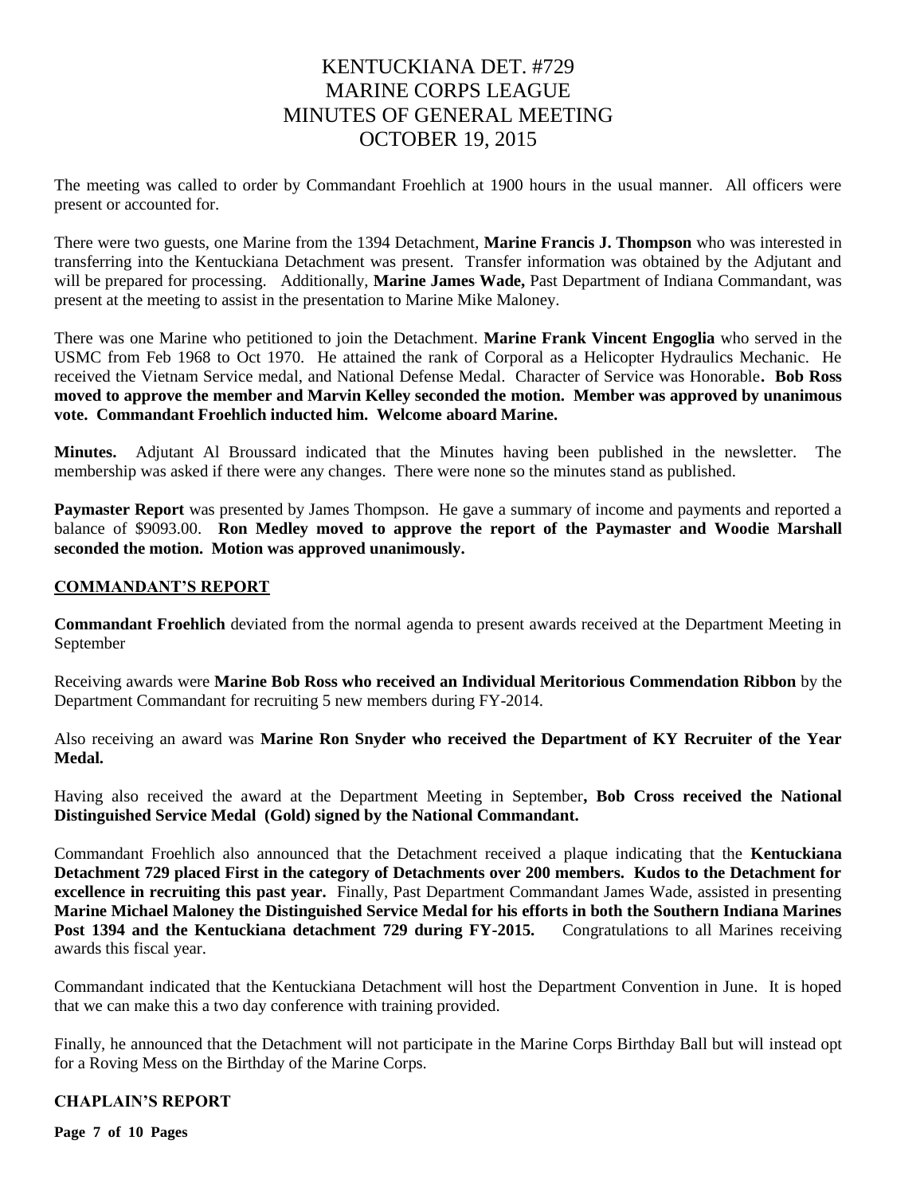# KENTUCKIANA DET. #729
# MARINE CORPS LEAGUE
# MINUTES OF GENERAL MEETING
# OCTOBER 19, 2015

The meeting was called to order by Commandant Froehlich at 1900 hours in the usual manner. All officers were present or accounted for.

There were two guests, one Marine from the 1394 Detachment, **Marine Francis J. Thompson** who was interested in transferring into the Kentuckiana Detachment was present. Transfer information was obtained by the Adjutant and will be prepared for processing. Additionally, **Marine James Wade,** Past Department of Indiana Commandant, was present at the meeting to assist in the presentation to Marine Mike Maloney.

There was one Marine who petitioned to join the Detachment. **Marine Frank Vincent Engoglia** who served in the USMC from Feb 1968 to Oct 1970. He attained the rank of Corporal as a Helicopter Hydraulics Mechanic. He received the Vietnam Service medal, and National Defense Medal. Character of Service was Honorable**. Bob Ross moved to approve the member and Marvin Kelley seconded the motion. Member was approved by unanimous vote. Commandant Froehlich inducted him. Welcome aboard Marine.**

**Minutes.** Adjutant Al Broussard indicated that the Minutes having been published in the newsletter. The membership was asked if there were any changes. There were none so the minutes stand as published.

**Paymaster Report** was presented by James Thompson. He gave a summary of income and payments and reported a balance of $9093.00. **Ron Medley moved to approve the report of the Paymaster and Woodie Marshall seconded the motion. Motion was approved unanimously.**

## COMMANDANT'S REPORT

**Commandant Froehlich** deviated from the normal agenda to present awards received at the Department Meeting in September

Receiving awards were **Marine Bob Ross who received an Individual Meritorious Commendation Ribbon** by the Department Commandant for recruiting 5 new members during FY-2014.

Also receiving an award was **Marine Ron Snyder who received the Department of KY Recruiter of the Year Medal.**

Having also received the award at the Department Meeting in September**, Bob Cross received the National Distinguished Service Medal (Gold) signed by the National Commandant.**

Commandant Froehlich also announced that the Detachment received a plaque indicating that the **Kentuckiana Detachment 729 placed First in the category of Detachments over 200 members. Kudos to the Detachment for excellence in recruiting this past year.** Finally, Past Department Commandant James Wade, assisted in presenting **Marine Michael Maloney the Distinguished Service Medal for his efforts in both the Southern Indiana Marines Post 1394 and the Kentuckiana detachment 729 during FY-2015.** Congratulations to all Marines receiving awards this fiscal year.

Commandant indicated that the Kentuckiana Detachment will host the Department Convention in June. It is hoped that we can make this a two day conference with training provided.

Finally, he announced that the Detachment will not participate in the Marine Corps Birthday Ball but will instead opt for a Roving Mess on the Birthday of the Marine Corps.

## CHAPLAIN'S REPORT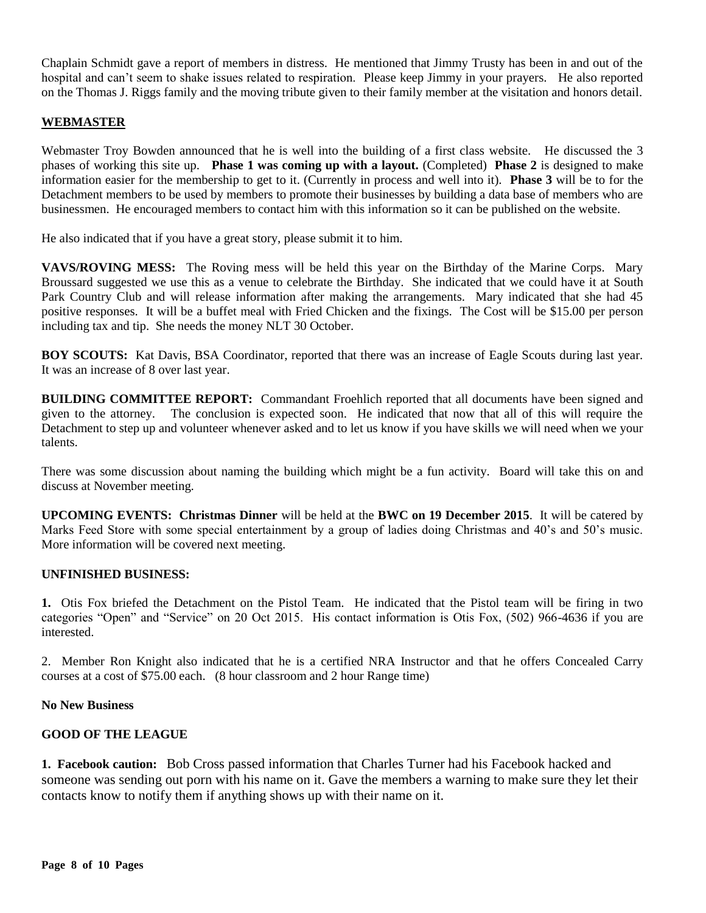Chaplain Schmidt gave a report of members in distress. He mentioned that Jimmy Trusty has been in and out of the hospital and can't seem to shake issues related to respiration. Please keep Jimmy in your prayers. He also reported on the Thomas J. Riggs family and the moving tribute given to their family member at the visitation and honors detail.

## WEBMASTER

Webmaster Troy Bowden announced that he is well into the building of a first class website. He discussed the 3 phases of working this site up. **Phase 1 was coming up with a layout.** (Completed) **Phase 2** is designed to make information easier for the membership to get to it. (Currently in process and well into it). **Phase 3** will be to for the Detachment members to be used by members to promote their businesses by building a data base of members who are businessmen. He encouraged members to contact him with this information so it can be published on the website.

He also indicated that if you have a great story, please submit it to him.

**VAVS/ROVING MESS:** The Roving mess will be held this year on the Birthday of the Marine Corps. Mary Broussard suggested we use this as a venue to celebrate the Birthday. She indicated that we could have it at South Park Country Club and will release information after making the arrangements. Mary indicated that she had 45 positive responses. It will be a buffet meal with Fried Chicken and the fixings. The Cost will be $15.00 per person including tax and tip. She needs the money NLT 30 October.

**BOY SCOUTS:** Kat Davis, BSA Coordinator, reported that there was an increase of Eagle Scouts during last year. It was an increase of 8 over last year.

**BUILDING COMMITTEE REPORT:** Commandant Froehlich reported that all documents have been signed and given to the attorney. The conclusion is expected soon. He indicated that now that all of this will require the Detachment to step up and volunteer whenever asked and to let us know if you have skills we will need when we your talents.

There was some discussion about naming the building which might be a fun activity. Board will take this on and discuss at November meeting.

**UPCOMING EVENTS: Christmas Dinner** will be held at the **BWC on 19 December 2015**. It will be catered by Marks Feed Store with some special entertainment by a group of ladies doing Christmas and 40's and 50's music. More information will be covered next meeting.

**UNFINISHED BUSINESS:**

**1.** Otis Fox briefed the Detachment on the Pistol Team. He indicated that the Pistol team will be firing in two categories "Open" and "Service" on 20 Oct 2015. His contact information is Otis Fox, (502) 966-4636 if you are interested.

2. Member Ron Knight also indicated that he is a certified NRA Instructor and that he offers Concealed Carry courses at a cost of $75.00 each. (8 hour classroom and 2 hour Range time)

**No New Business**

**GOOD OF THE LEAGUE**

**1. Facebook caution:** Bob Cross passed information that Charles Turner had his Facebook hacked and someone was sending out porn with his name on it. Gave the members a warning to make sure they let their contacts know to notify them if anything shows up with their name on it.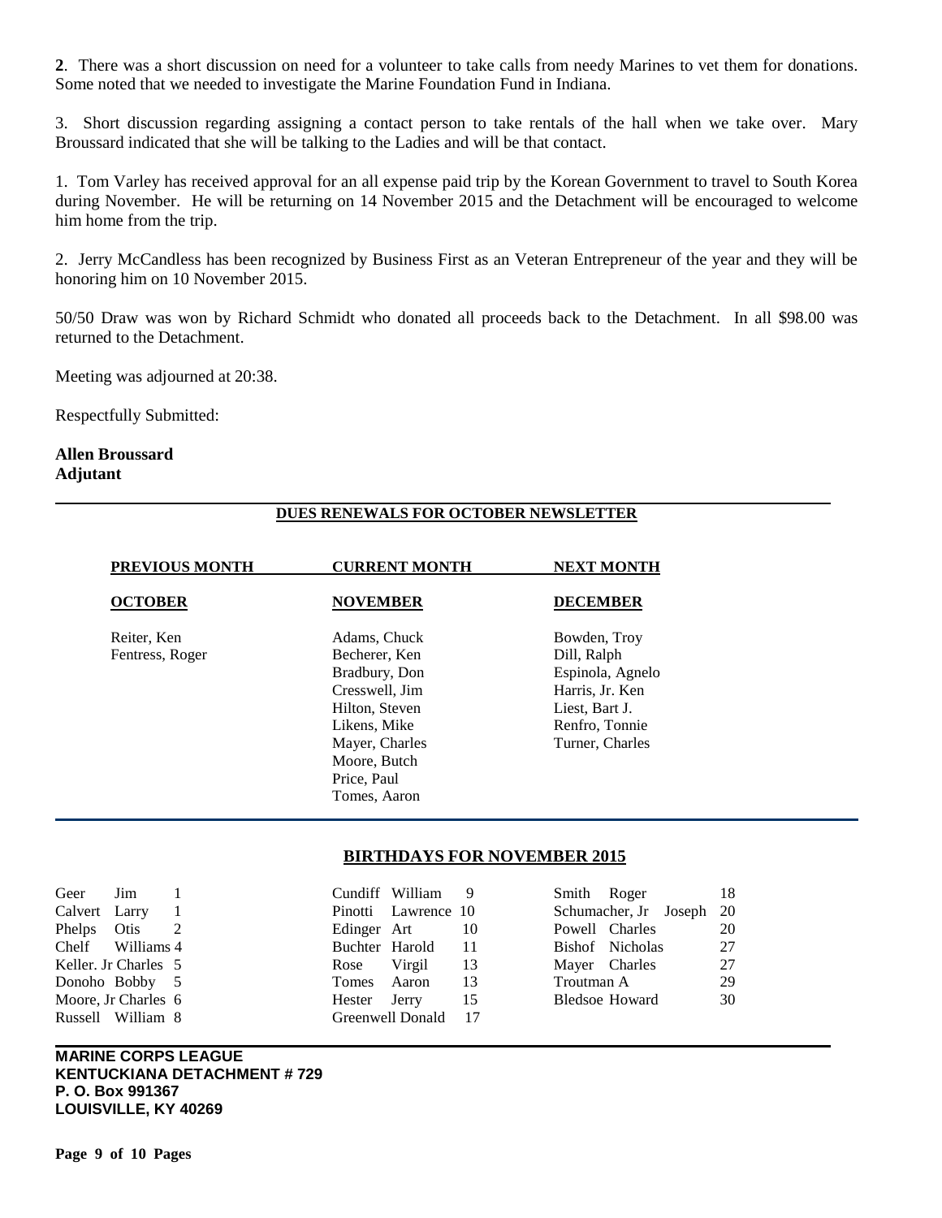**2**. There was a short discussion on need for a volunteer to take calls from needy Marines to vet them for donations. Some noted that we needed to investigate the Marine Foundation Fund in Indiana.

3. Short discussion regarding assigning a contact person to take rentals of the hall when we take over. Mary Broussard indicated that she will be talking to the Ladies and will be that contact.

1. Tom Varley has received approval for an all expense paid trip by the Korean Government to travel to South Korea during November. He will be returning on 14 November 2015 and the Detachment will be encouraged to welcome him home from the trip.

2. Jerry McCandless has been recognized by Business First as an Veteran Entrepreneur of the year and they will be honoring him on 10 November 2015.

50/50 Draw was won by Richard Schmidt who donated all proceeds back to the Detachment. In all $98.00 was returned to the Detachment.

Meeting was adjourned at 20:38.

Respectfully Submitted:

**Allen Broussard**
**Adjutant**

## DUES RENEWALS FOR OCTOBER NEWSLETTER

| PREVIOUS MONTH | CURRENT MONTH | NEXT MONTH |
|---|---|---|
| **OCTOBER** | **NOVEMBER** | **DECEMBER** |
| Reiter, Ken | Adams, Chuck | Bowden, Troy |
| Fentress, Roger | Becherer, Ken | Dill, Ralph |
| | Bradbury, Don | Espinola, Agnelo |
| | Cresswell, Jim | Harris, Jr. Ken |
| | Hilton, Steven | Liest, Bart J. |
| | Likens, Mike | Renfro, Tonnie |
| | Mayer, Charles | Turner, Charles |
| | Moore, Butch | |
| | Price, Paul | |
| | Tomes, Aaron | |

## BIRTHDAYS FOR NOVEMBER 2015

| Name | Day | Name | Day | Name | Day |
|---|---|---|---|---|---|
| Geer Jim | 1 | Cundiff William | 9 | Smith Roger | 18 |
| Calvert Larry | 1 | Pinotti Lawrence | 10 | Schumacher, Jr Joseph | 20 |
| Phelps Otis | 2 | Edinger Art | 10 | Powell Charles | 20 |
| Chelf Williams | 4 | Buchter Harold | 11 | Bishof Nicholas | 27 |
| Keller. Jr Charles | 5 | Rose Virgil | 13 | Mayer Charles | 27 |
| Donoho Bobby | 5 | Tomes Aaron | 13 | Troutman A | 29 |
| Moore, Jr Charles | 6 | Hester Jerry | 15 | Bledsoe Howard | 30 |
| Russell William | 8 | Greenwell Donald | 17 | | |

**MARINE CORPS LEAGUE**
**KENTUCKIANA DETACHMENT # 729**
**P. O. Box 991367**
**LOUISVILLE, KY 40269**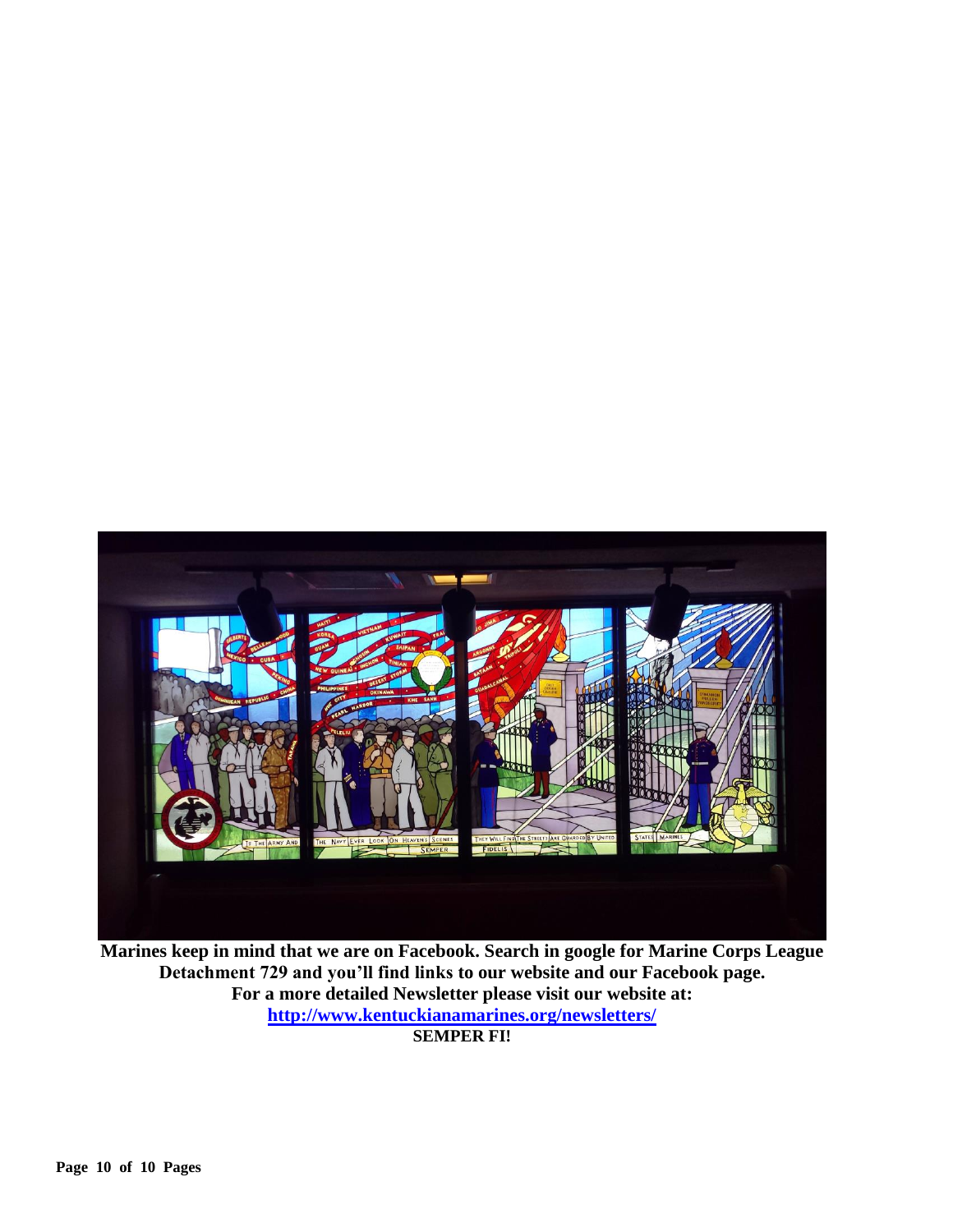**Marines keep in mind that we are on Facebook. Search in google for Marine Corps League Detachment 729 and you'll find links to our website and our Facebook page.**

**For a more detailed Newsletter please visit our website at:**

**http://www.kentuckianamarines.org/newsletters/**

**SEMPER FI!**